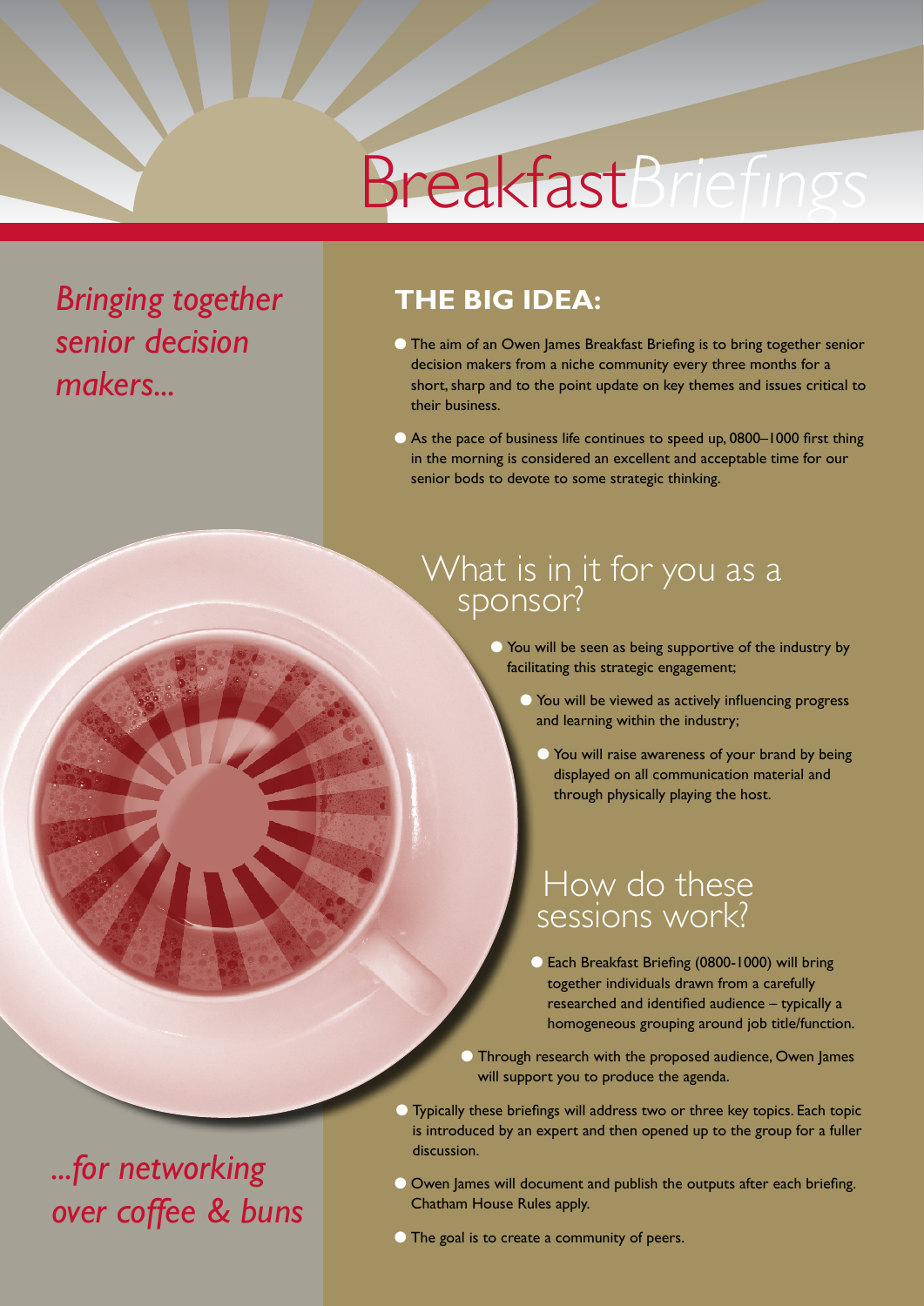# Breakfast*Briefings*

*Bringing together senior decision makers...*

## THE BIG IDEA:

- The aim of an Owen James Breakfast Briefing is to bring together senior decision makers from a niche community every three months for a short, sharp and to the point update on key themes and issues critical to their business.
- As the pace of business life continues to speed up, 0800–1000 first thing in the morning is considered an excellent and acceptable time for our senior bods to devote to some strategic thinking.

## What is in it for you as a sponsor?

- You will be seen as being supportive of the industry by facilitating this strategic engagement;
- You will be viewed as actively influencing progress and learning within the industry;
- You will raise awareness of your brand by being displayed on all communication material and through physically playing the host.

## How do these sessions work?

- Each Breakfast Briefing (0800-1000) will bring together individuals drawn from a carefully researched and identified audience – typically a homogeneous grouping around job title/function.
- Through research with the proposed audience, Owen James will support you to produce the agenda.
- Typically these briefings will address two or three key topics. Each topic is introduced by an expert and then opened up to the group for a fuller discussion.
- Owen James will document and publish the outputs after each briefing. Chatham House Rules apply.
- The goal is to create a community of peers.

*...for networking over coffee & buns*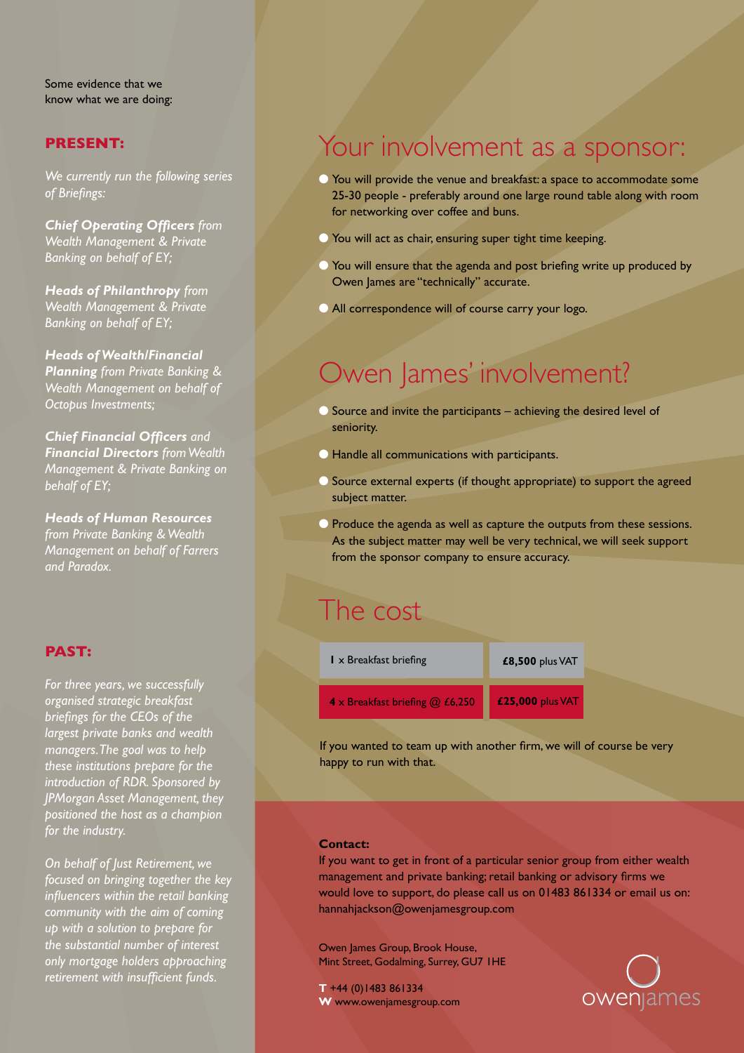Some evidence that we know what we are doing:

## PRESENT:

*We currently run the following series of Briefings:*

***Chief Operating Officers** from Wealth Management & Private Banking on behalf of EY;*

***Heads of Philanthropy** from Wealth Management & Private Banking on behalf of EY;*

***Heads of Wealth/Financial Planning** from Private Banking & Wealth Management on behalf of Octopus Investments;*

***Chief Financial Officers** and **Financial Directors** from Wealth Management & Private Banking on behalf of EY;*

***Heads of Human Resources** from Private Banking & Wealth Management on behalf of Farrers and Paradox.*

## PAST:

*For three years, we successfully organised strategic breakfast briefings for the CEOs of the largest private banks and wealth managers. The goal was to help these institutions prepare for the introduction of RDR. Sponsored by JPMorgan Asset Management, they positioned the host as a champion for the industry.*

*On behalf of Just Retirement, we focused on bringing together the key influencers within the retail banking community with the aim of coming up with a solution to prepare for the substantial number of interest only mortgage holders approaching retirement with insufficient funds.*

# Your involvement as a sponsor:

- You will provide the venue and breakfast: a space to accommodate some 25-30 people - preferably around one large round table along with room for networking over coffee and buns.
- You will act as chair, ensuring super tight time keeping.
- You will ensure that the agenda and post briefing write up produced by Owen James are "technically" accurate.
- All correspondence will of course carry your logo.

# Owen James' involvement?

- Source and invite the participants – achieving the desired level of seniority.
- Handle all communications with participants.
- Source external experts (if thought appropriate) to support the agreed subject matter.
- Produce the agenda as well as capture the outputs from these sessions. As the subject matter may well be very technical, we will seek support from the sponsor company to ensure accuracy.

# The cost

| | |
|---|---|
| **1** x Breakfast briefing | **£8,500** plus VAT |
| **4** x Breakfast briefing @ £6,250 | **£25,000** plus VAT |

If you wanted to team up with another firm, we will of course be very happy to run with that.

**Contact:**

If you want to get in front of a particular senior group from either wealth management and private banking; retail banking or advisory firms we would love to support, do please call us on 01483 861334 or email us on: hannahjackson@owenjamesgroup.com

Owen James Group, Brook House,
Mint Street, Godalming, Surrey, GU7 1HE

**T** +44 (0)1483 861334
**W** www.owenjamesgroup.com

owenjames